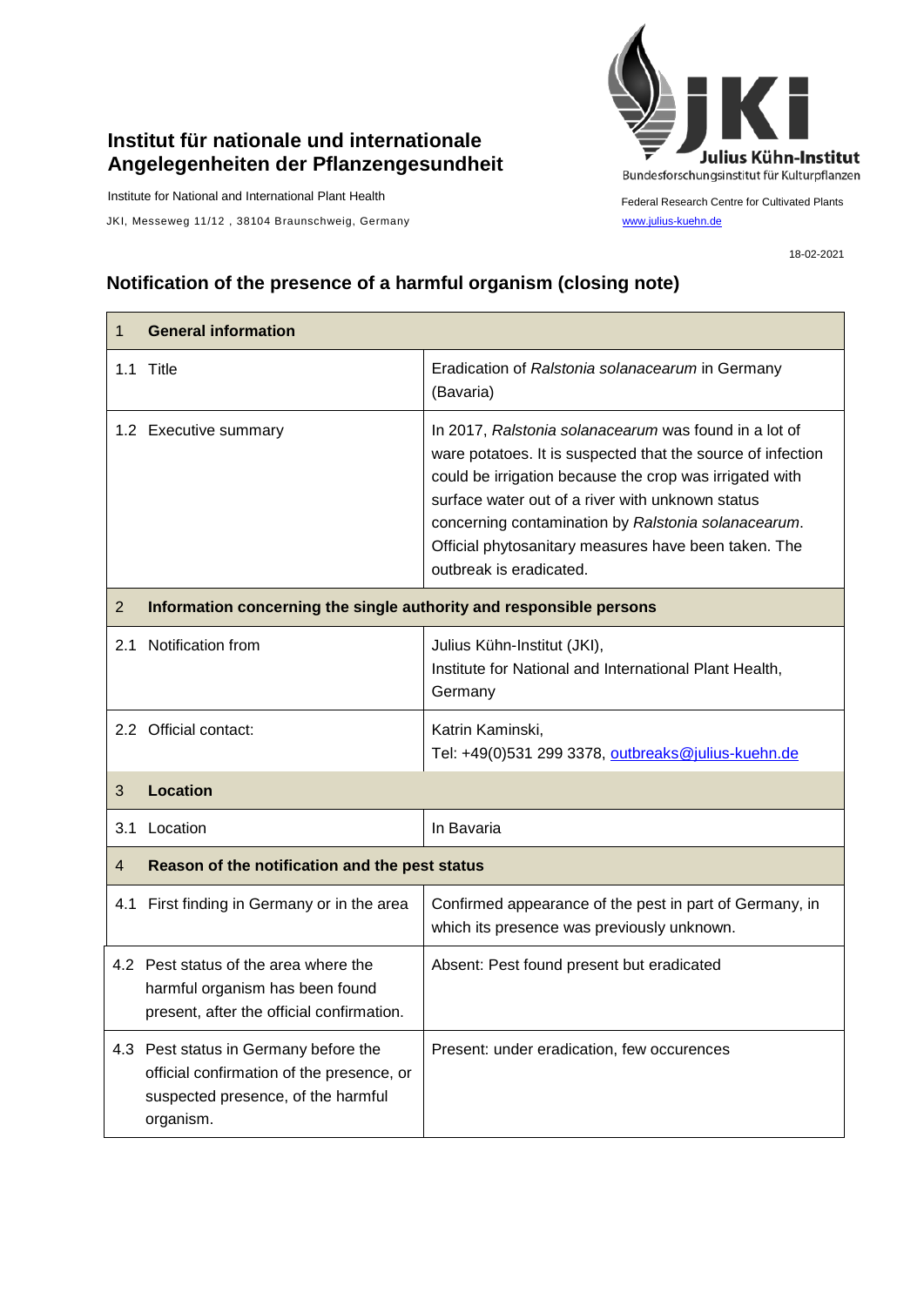**Institut für nationale und internationale Angelegenheiten der Pflanzengesundheit**

Institute for National and International Plant Health

JKI, Messeweg 11/12 , 38104 Braunschweig, Germany

Julius Kühn-Institut
Bundesforschungsinstitut für Kulturpflanzen

Federal Research Centre for Cultivated Plants

www.julius-kuehn.de

18-02-2021

## Notification of the presence of a harmful organism (closing note)

| 1 **General information** | |
|---|---|
| 1.1 Title | Eradication of *Ralstonia solanacearum* in Germany (Bavaria) |
| 1.2 Executive summary | In 2017, *Ralstonia solanacearum* was found in a lot of ware potatoes. It is suspected that the source of infection could be irrigation because the crop was irrigated with surface water out of a river with unknown status concerning contamination by *Ralstonia solanacearum*. Official phytosanitary measures have been taken. The outbreak is eradicated. |
| 2 **Information concerning the single authority and responsible persons** | |
| 2.1 Notification from | Julius Kühn-Institut (JKI),<br>Institute for National and International Plant Health, Germany |
| 2.2 Official contact: | Katrin Kaminski,<br>Tel: +49(0)531 299 3378, outbreaks@julius-kuehn.de |
| 3 **Location** | |
| 3.1 Location | In Bavaria |
| 4 **Reason of the notification and the pest status** | |
| 4.1 First finding in Germany or in the area | Confirmed appearance of the pest in part of Germany, in which its presence was previously unknown. |
| 4.2 Pest status of the area where the harmful organism has been found present, after the official confirmation. | Absent: Pest found present but eradicated |
| 4.3 Pest status in Germany before the official confirmation of the presence, or suspected presence, of the harmful organism. | Present: under eradication, few occurences |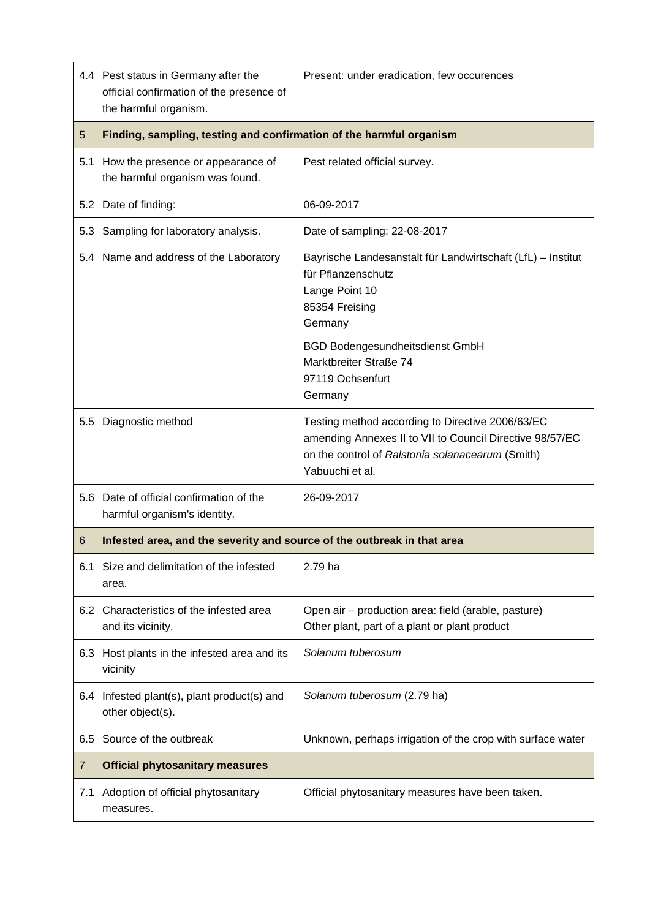| | | |
|---|---|---|
| 4.4 | Pest status in Germany after the official confirmation of the presence of the harmful organism. | Present: under eradication, few occurences |
| **5** | **Finding, sampling, testing and confirmation of the harmful organism** | |
| 5.1 | How the presence or appearance of the harmful organism was found. | Pest related official survey. |
| 5.2 | Date of finding: | 06-09-2017 |
| 5.3 | Sampling for laboratory analysis. | Date of sampling: 22-08-2017 |
| 5.4 | Name and address of the Laboratory | Bayrische Landesanstalt für Landwirtschaft (LfL) – Institut für Pflanzenschutz<br>Lange Point 10<br>85354 Freising<br>Germany<br><br>BGD Bodengesundheitsdienst GmbH<br>Marktbreiter Straße 74<br>97119 Ochsenfurt<br>Germany |
| 5.5 | Diagnostic method | Testing method according to Directive 2006/63/EC amending Annexes II to VII to Council Directive 98/57/EC on the control of *Ralstonia solanacearum* (Smith) Yabuuchi et al. |
| 5.6 | Date of official confirmation of the harmful organism's identity. | 26-09-2017 |
| **6** | **Infested area, and the severity and source of the outbreak in that area** | |
| 6.1 | Size and delimitation of the infested area. | 2.79 ha |
| 6.2 | Characteristics of the infested area and its vicinity. | Open air – production area: field (arable, pasture)<br>Other plant, part of a plant or plant product |
| 6.3 | Host plants in the infested area and its vicinity | *Solanum tuberosum* |
| 6.4 | Infested plant(s), plant product(s) and other object(s). | *Solanum tuberosum* (2.79 ha) |
| 6.5 | Source of the outbreak | Unknown, perhaps irrigation of the crop with surface water |
| **7** | **Official phytosanitary measures** | |
| 7.1 | Adoption of official phytosanitary measures. | Official phytosanitary measures have been taken. |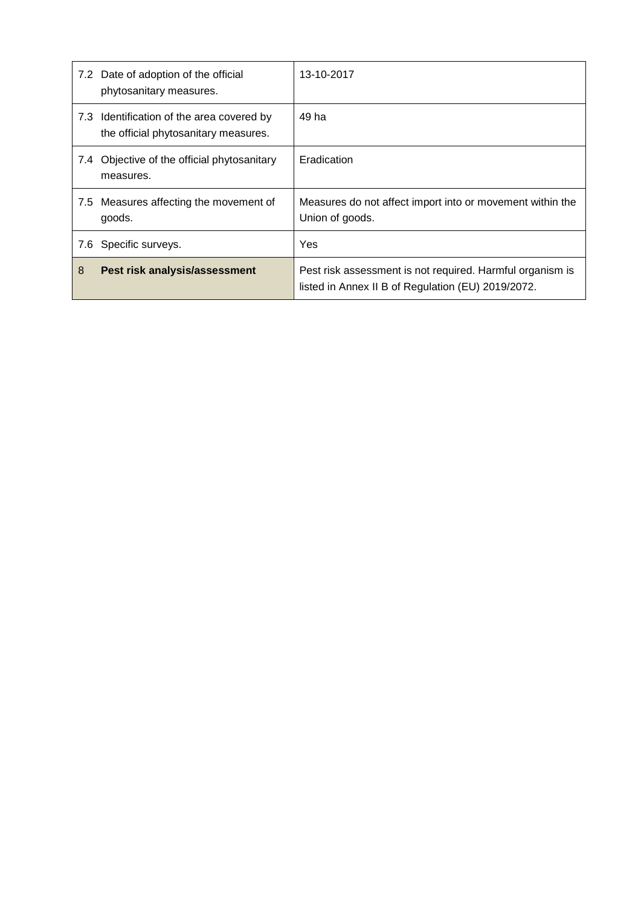| | | |
|---|---|---|
| 7.2 | Date of adoption of the official phytosanitary measures. | 13-10-2017 |
| 7.3 | Identification of the area covered by the official phytosanitary measures. | 49 ha |
| 7.4 | Objective of the official phytosanitary measures. | Eradication |
| 7.5 | Measures affecting the movement of goods. | Measures do not affect import into or movement within the Union of goods. |
| 7.6 | Specific surveys. | Yes |
| 8 | **Pest risk analysis/assessment** | Pest risk assessment is not required. Harmful organism is listed in Annex II B of Regulation (EU) 2019/2072. |